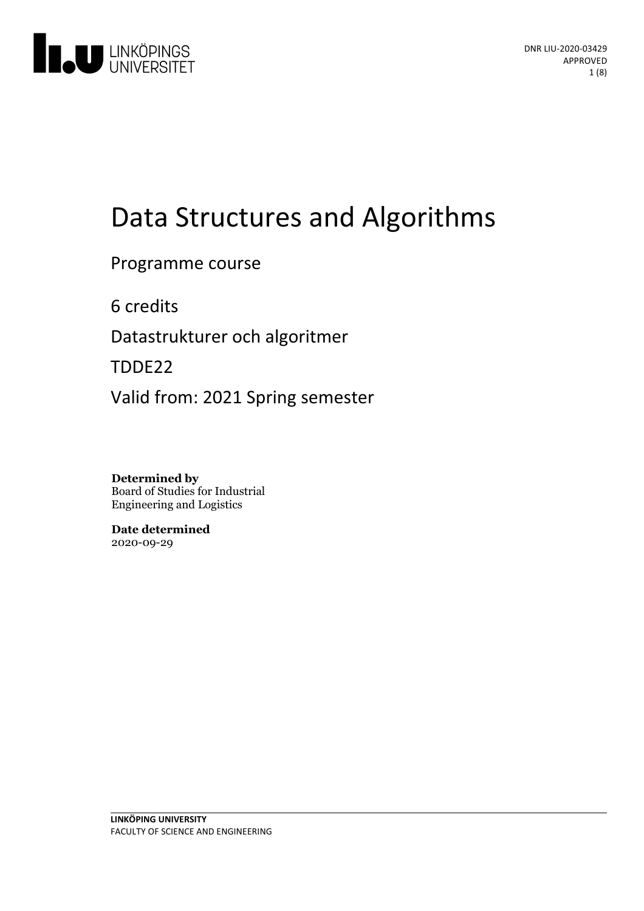DNR LIU-2020-03429
APPROVED

# Data Structures and Algorithms

Programme course

6 credits

Datastrukturer och algoritmer

TDDE22

Valid from: 2021 Spring semester

**Determined by**
Board of Studies for Industrial Engineering and Logistics

**Date determined**
2020-09-29

**LINKÖPING UNIVERSITY**
FACULTY OF SCIENCE AND ENGINEERING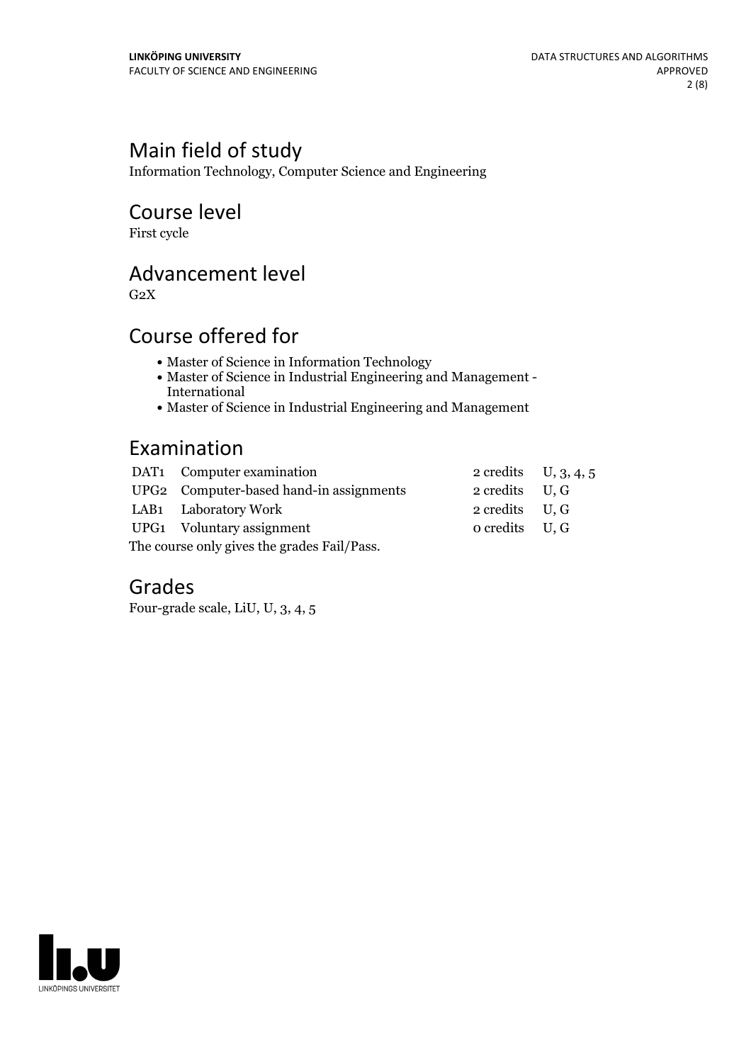# Main field of study

Information Technology, Computer Science and Engineering

# Course level

First cycle

# Advancement level

G2X

# Course offered for

- Master of Science in Information Technology
- Master of Science in Industrial Engineering and Management - International
- Master of Science in Industrial Engineering and Management

# Examination

| | | | |
|---|---|---|---|
| DAT1 | Computer examination | 2 credits | U, 3, 4, 5 |
| UPG2 | Computer-based hand-in assignments | 2 credits | U, G |
| LAB1 | Laboratory Work | 2 credits | U, G |
| UPG1 | Voluntary assignment | 0 credits | U, G |

The course only gives the grades Fail/Pass.

# Grades

Four-grade scale, LiU, U, 3, 4, 5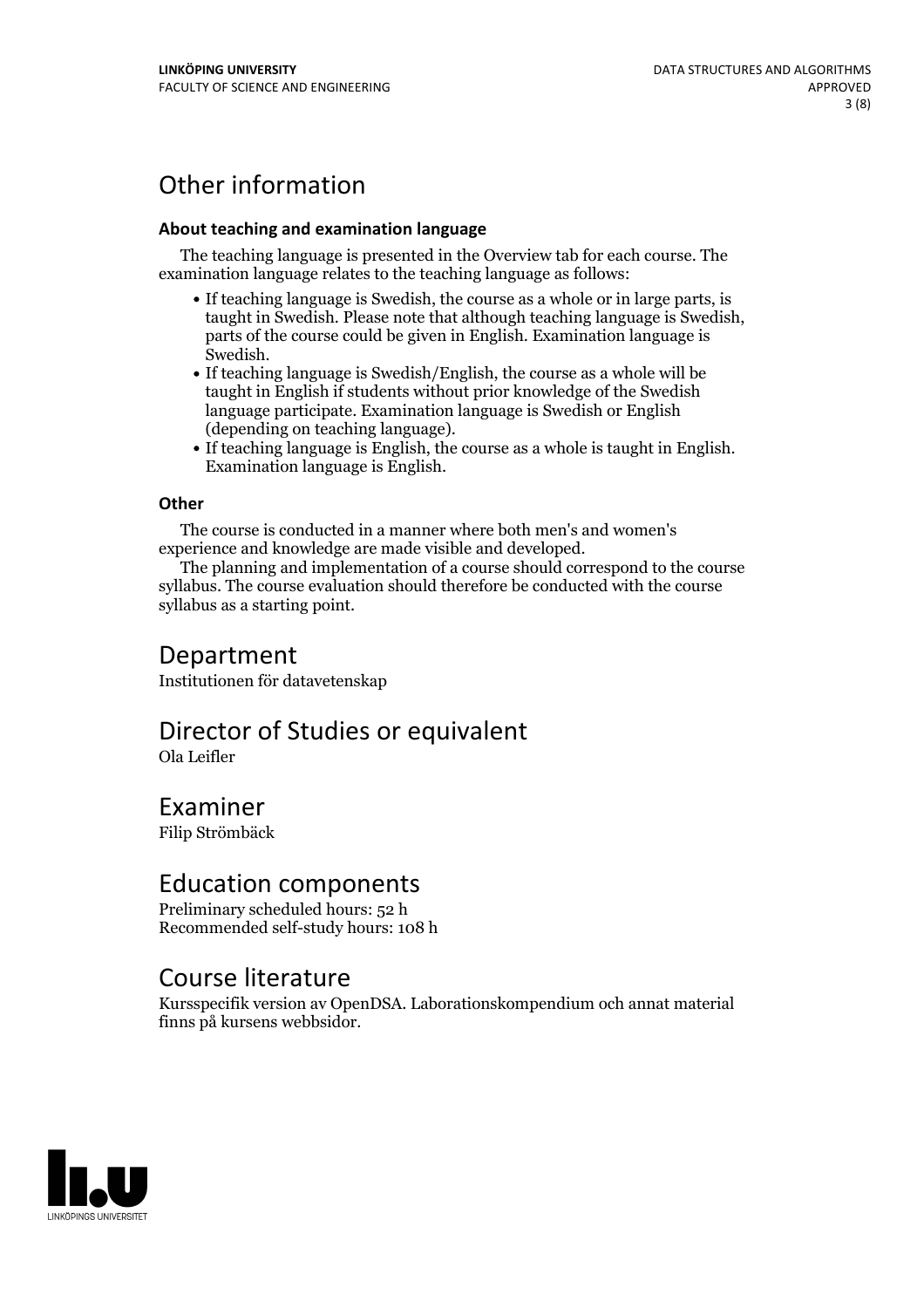# Other information

### About teaching and examination language

The teaching language is presented in the Overview tab for each course. The examination language relates to the teaching language as follows:

- If teaching language is Swedish, the course as a whole or in large parts, is taught in Swedish. Please note that although teaching language is Swedish, parts of the course could be given in English. Examination language is Swedish.
- If teaching language is Swedish/English, the course as a whole will be taught in English if students without prior knowledge of the Swedish language participate. Examination language is Swedish or English (depending on teaching language).
- If teaching language is English, the course as a whole is taught in English. Examination language is English.

### Other

The course is conducted in a manner where both men's and women's experience and knowledge are made visible and developed.

The planning and implementation of a course should correspond to the course syllabus. The course evaluation should therefore be conducted with the course syllabus as a starting point.

# Department

Institutionen för datavetenskap

# Director of Studies or equivalent

Ola Leifler

# Examiner

Filip Strömbäck

# Education components

Preliminary scheduled hours: 52 h
Recommended self-study hours: 108 h

# Course literature

Kursspecifik version av OpenDSA. Laborationskompendium och annat material finns på kursens webbsidor.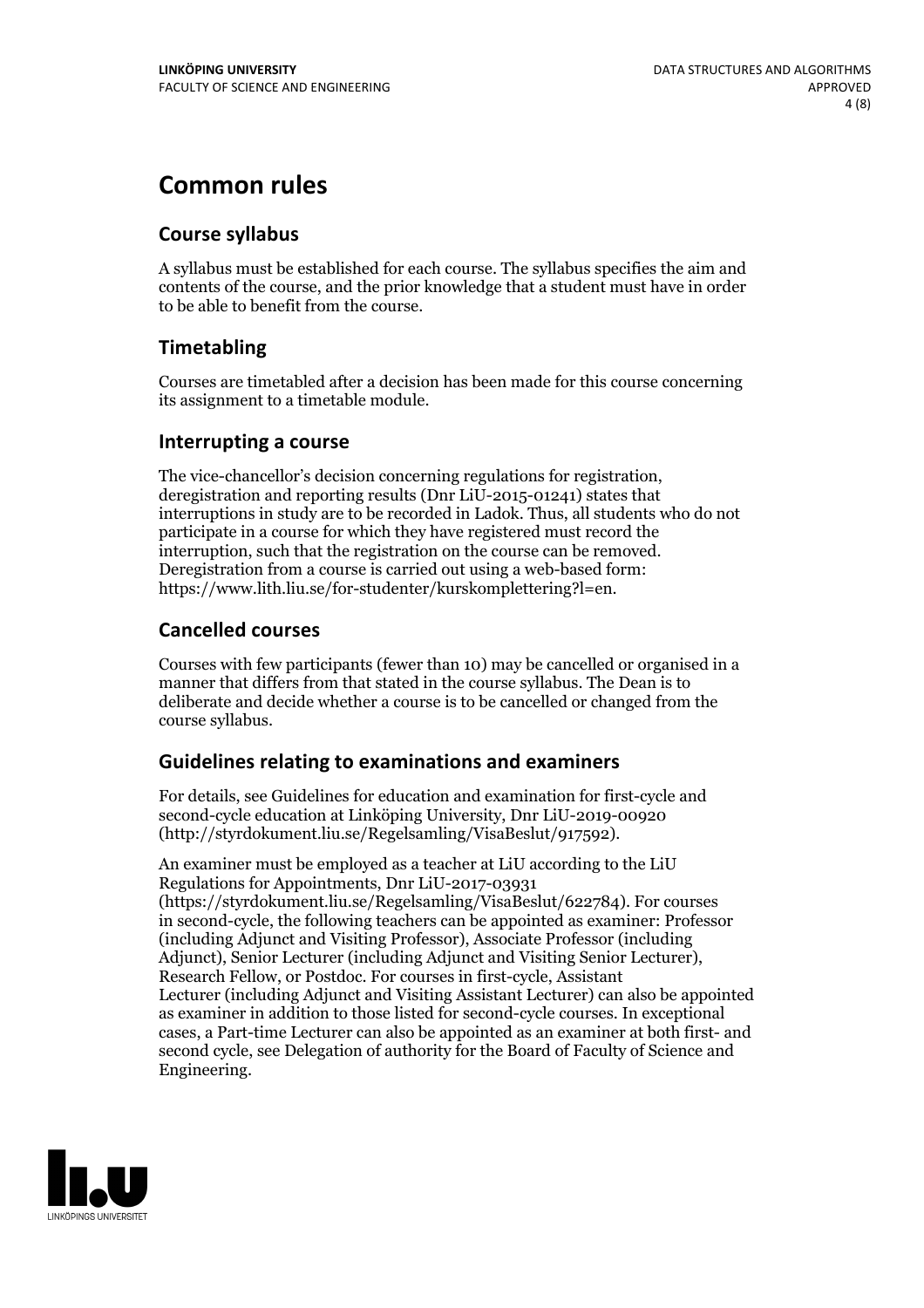# Common rules

## Course syllabus

A syllabus must be established for each course. The syllabus specifies the aim and contents of the course, and the prior knowledge that a student must have in order to be able to benefit from the course.

## Timetabling

Courses are timetabled after a decision has been made for this course concerning its assignment to a timetable module.

## Interrupting a course

The vice-chancellor's decision concerning regulations for registration, deregistration and reporting results (Dnr LiU-2015-01241) states that interruptions in study are to be recorded in Ladok. Thus, all students who do not participate in a course for which they have registered must record the interruption, such that the registration on the course can be removed. Deregistration from a course is carried out using a web-based form: https://www.lith.liu.se/for-studenter/kurskomplettering?l=en.

## Cancelled courses

Courses with few participants (fewer than 10) may be cancelled or organised in a manner that differs from that stated in the course syllabus. The Dean is to deliberate and decide whether a course is to be cancelled or changed from the course syllabus.

## Guidelines relating to examinations and examiners

For details, see Guidelines for education and examination for first-cycle and second-cycle education at Linköping University, Dnr LiU-2019-00920 (http://styrdokument.liu.se/Regelsamling/VisaBeslut/917592).

An examiner must be employed as a teacher at LiU according to the LiU Regulations for Appointments, Dnr LiU-2017-03931 (https://styrdokument.liu.se/Regelsamling/VisaBeslut/622784). For courses in second-cycle, the following teachers can be appointed as examiner: Professor (including Adjunct and Visiting Professor), Associate Professor (including Adjunct), Senior Lecturer (including Adjunct and Visiting Senior Lecturer), Research Fellow, or Postdoc. For courses in first-cycle, Assistant Lecturer (including Adjunct and Visiting Assistant Lecturer) can also be appointed as examiner in addition to those listed for second-cycle courses. In exceptional cases, a Part-time Lecturer can also be appointed as an examiner at both first- and second cycle, see Delegation of authority for the Board of Faculty of Science and Engineering.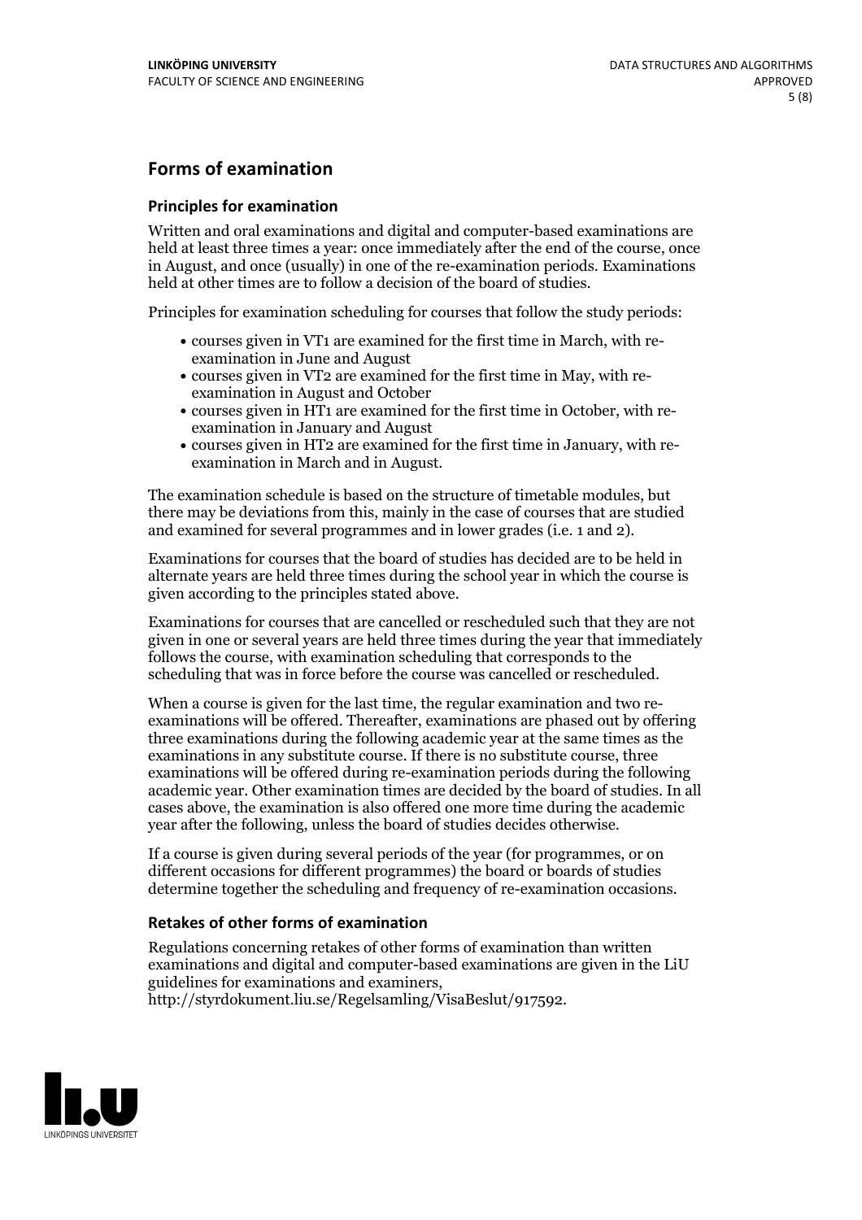## Forms of examination

### Principles for examination

Written and oral examinations and digital and computer-based examinations are held at least three times a year: once immediately after the end of the course, once in August, and once (usually) in one of the re-examination periods. Examinations held at other times are to follow a decision of the board of studies.

Principles for examination scheduling for courses that follow the study periods:

- courses given in VT1 are examined for the first time in March, with re-examination in June and August
- courses given in VT2 are examined for the first time in May, with re-examination in August and October
- courses given in HT1 are examined for the first time in October, with re-examination in January and August
- courses given in HT2 are examined for the first time in January, with re-examination in March and in August.

The examination schedule is based on the structure of timetable modules, but there may be deviations from this, mainly in the case of courses that are studied and examined for several programmes and in lower grades (i.e. 1 and 2).

Examinations for courses that the board of studies has decided are to be held in alternate years are held three times during the school year in which the course is given according to the principles stated above.

Examinations for courses that are cancelled or rescheduled such that they are not given in one or several years are held three times during the year that immediately follows the course, with examination scheduling that corresponds to the scheduling that was in force before the course was cancelled or rescheduled.

When a course is given for the last time, the regular examination and two re-examinations will be offered. Thereafter, examinations are phased out by offering three examinations during the following academic year at the same times as the examinations in any substitute course. If there is no substitute course, three examinations will be offered during re-examination periods during the following academic year. Other examination times are decided by the board of studies. In all cases above, the examination is also offered one more time during the academic year after the following, unless the board of studies decides otherwise.

If a course is given during several periods of the year (for programmes, or on different occasions for different programmes) the board or boards of studies determine together the scheduling and frequency of re-examination occasions.

### Retakes of other forms of examination

Regulations concerning retakes of other forms of examination than written examinations and digital and computer-based examinations are given in the LiU guidelines for examinations and examiners, http://styrdokument.liu.se/Regelsamling/VisaBeslut/917592.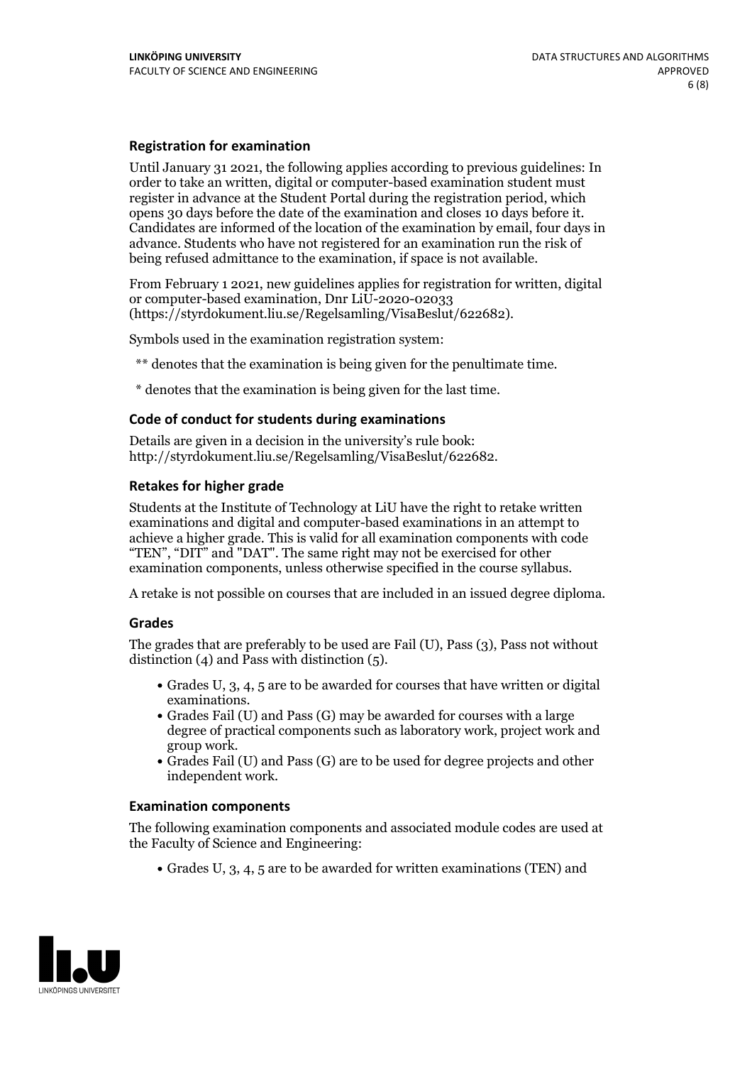### Registration for examination

Until January 31 2021, the following applies according to previous guidelines: In order to take an written, digital or computer-based examination student must register in advance at the Student Portal during the registration period, which opens 30 days before the date of the examination and closes 10 days before it. Candidates are informed of the location of the examination by email, four days in advance. Students who have not registered for an examination run the risk of being refused admittance to the examination, if space is not available.

From February 1 2021, new guidelines applies for registration for written, digital or computer-based examination, Dnr LiU-2020-02033 (https://styrdokument.liu.se/Regelsamling/VisaBeslut/622682).

Symbols used in the examination registration system:

** denotes that the examination is being given for the penultimate time.

* denotes that the examination is being given for the last time.

### Code of conduct for students during examinations

Details are given in a decision in the university's rule book: http://styrdokument.liu.se/Regelsamling/VisaBeslut/622682.

### Retakes for higher grade

Students at the Institute of Technology at LiU have the right to retake written examinations and digital and computer-based examinations in an attempt to achieve a higher grade. This is valid for all examination components with code "TEN", "DIT" and "DAT". The same right may not be exercised for other examination components, unless otherwise specified in the course syllabus.

A retake is not possible on courses that are included in an issued degree diploma.

### Grades

The grades that are preferably to be used are Fail (U), Pass (3), Pass not without distinction (4) and Pass with distinction (5).

- Grades U, 3, 4, 5 are to be awarded for courses that have written or digital examinations.
- Grades Fail (U) and Pass (G) may be awarded for courses with a large degree of practical components such as laboratory work, project work and group work.
- Grades Fail (U) and Pass (G) are to be used for degree projects and other independent work.

### Examination components

The following examination components and associated module codes are used at the Faculty of Science and Engineering:

- Grades U, 3, 4, 5 are to be awarded for written examinations (TEN) and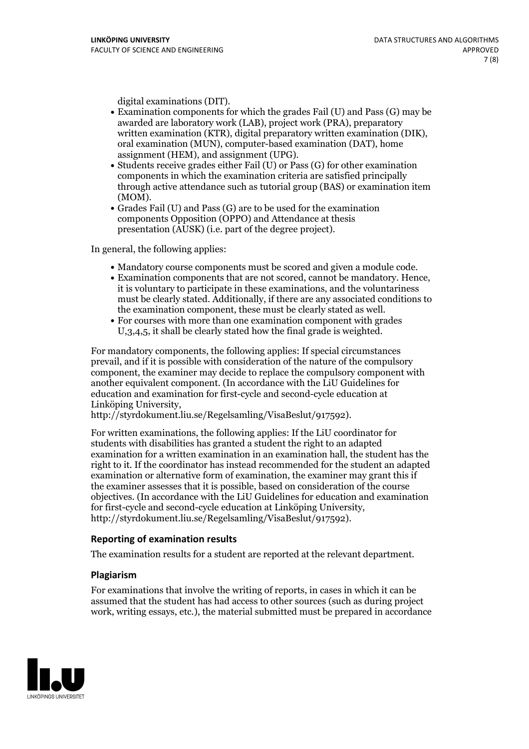digital examinations (DIT).

- Examination components for which the grades Fail (U) and Pass (G) may be awarded are laboratory work (LAB), project work (PRA), preparatory written examination (KTR), digital preparatory written examination (DIK), oral examination (MUN), computer-based examination (DAT), home assignment (HEM), and assignment (UPG).
- Students receive grades either Fail (U) or Pass (G) for other examination components in which the examination criteria are satisfied principally through active attendance such as tutorial group (BAS) or examination item (MOM).
- Grades Fail (U) and Pass (G) are to be used for the examination components Opposition (OPPO) and Attendance at thesis presentation (AUSK) (i.e. part of the degree project).

In general, the following applies:

- Mandatory course components must be scored and given a module code.
- Examination components that are not scored, cannot be mandatory. Hence, it is voluntary to participate in these examinations, and the voluntariness must be clearly stated. Additionally, if there are any associated conditions to the examination component, these must be clearly stated as well.
- For courses with more than one examination component with grades U,3,4,5, it shall be clearly stated how the final grade is weighted.

For mandatory components, the following applies: If special circumstances prevail, and if it is possible with consideration of the nature of the compulsory component, the examiner may decide to replace the compulsory component with another equivalent component. (In accordance with the LiU Guidelines for education and examination for first-cycle and second-cycle education at Linköping University, http://styrdokument.liu.se/Regelsamling/VisaBeslut/917592).

For written examinations, the following applies: If the LiU coordinator for students with disabilities has granted a student the right to an adapted examination for a written examination in an examination hall, the student has the right to it. If the coordinator has instead recommended for the student an adapted examination or alternative form of examination, the examiner may grant this if the examiner assesses that it is possible, based on consideration of the course objectives. (In accordance with the LiU Guidelines for education and examination for first-cycle and second-cycle education at Linköping University, http://styrdokument.liu.se/Regelsamling/VisaBeslut/917592).

### Reporting of examination results

The examination results for a student are reported at the relevant department.

### Plagiarism

For examinations that involve the writing of reports, in cases in which it can be assumed that the student has had access to other sources (such as during project work, writing essays, etc.), the material submitted must be prepared in accordance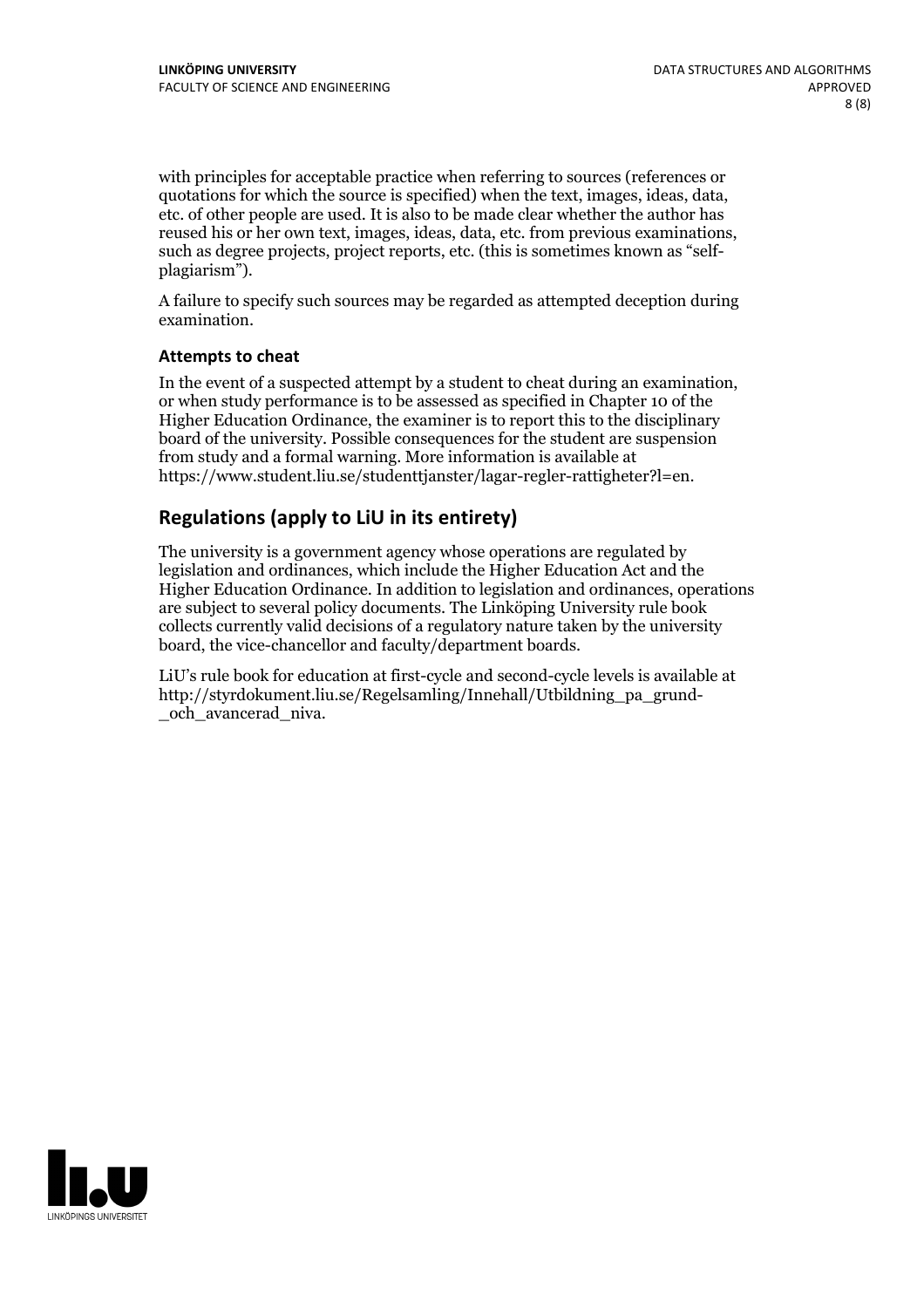with principles for acceptable practice when referring to sources (references or quotations for which the source is specified) when the text, images, ideas, data, etc. of other people are used. It is also to be made clear whether the author has reused his or her own text, images, ideas, data, etc. from previous examinations, such as degree projects, project reports, etc. (this is sometimes known as "self-plagiarism").

A failure to specify such sources may be regarded as attempted deception during examination.

### Attempts to cheat

In the event of a suspected attempt by a student to cheat during an examination, or when study performance is to be assessed as specified in Chapter 10 of the Higher Education Ordinance, the examiner is to report this to the disciplinary board of the university. Possible consequences for the student are suspension from study and a formal warning. More information is available at https://www.student.liu.se/studenttjanster/lagar-regler-rattigheter?l=en.

## Regulations (apply to LiU in its entirety)

The university is a government agency whose operations are regulated by legislation and ordinances, which include the Higher Education Act and the Higher Education Ordinance. In addition to legislation and ordinances, operations are subject to several policy documents. The Linköping University rule book collects currently valid decisions of a regulatory nature taken by the university board, the vice-chancellor and faculty/department boards.

LiU's rule book for education at first-cycle and second-cycle levels is available at http://styrdokument.liu.se/Regelsamling/Innehall/Utbildning_pa_grund-_och_avancerad_niva.